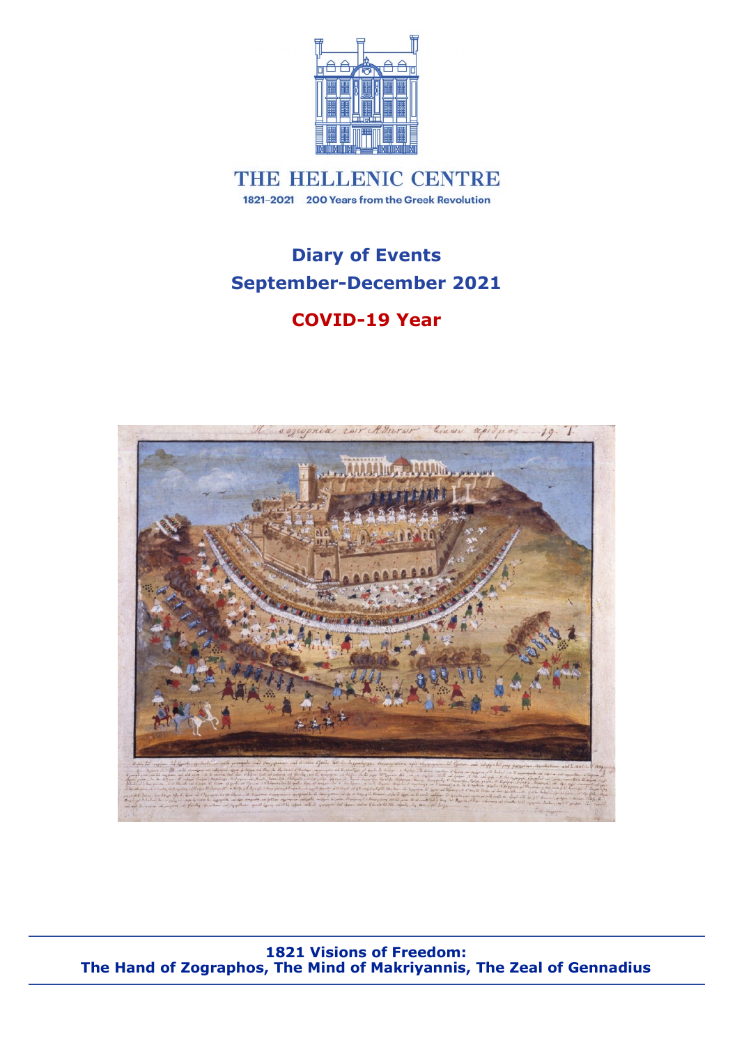THE HELLENIC CENTRE

1821–2021 200 Years from the Greek Revolution

# Diary of Events

# September-December 2021

## COVID-19 Year

**1821 Visions of Freedom:**
**The Hand of Zographos, The Mind of Makriyannis, The Zeal of Gennadius**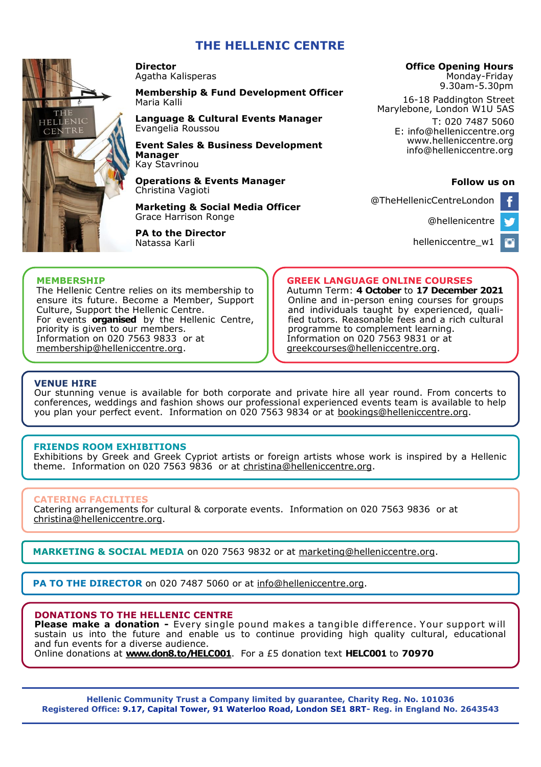# THE HELLENIC CENTRE

**Director**
Agatha Kalisperas

**Membership & Fund Development Officer**
Maria Kalli

**Language & Cultural Events Manager**
Evangelia Roussou

**Event Sales & Business Development Manager**
Kay Stavrinou

**Operations & Events Manager**
Christina Vagioti

**Marketing & Social Media Officer**
Grace Harrison Ronge

**PA to the Director**
Natassa Karli

**Office Opening Hours**
Monday-Friday
9.30am-5.30pm

16-18 Paddington Street
Marylebone, London W1U 5AS
T: 020 7487 5060
E: info@helleniccentre.org
www.helleniccentre.org
info@helleniccentre.org

**Follow us on**

@TheHellenicCentreLondon

@hellenicentre

helleniccentre_w1

## MEMBERSHIP

The Hellenic Centre relies on its membership to ensure its future. Become a Member, Support Culture, Support the Hellenic Centre.
For events **organised** by the Hellenic Centre, priority is given to our members.
Information on 020 7563 9833 or at membership@helleniccentre.org.

## GREEK LANGUAGE ONLINE COURSES

Autumn Term: **4 October** to **17 December 2021**
Online and in-person ening courses for groups and individuals taught by experienced, qualified tutors. Reasonable fees and a rich cultural programme to complement learning.
Information on 020 7563 9831 or at greekcourses@helleniccentre.org.

## VENUE HIRE

Our stunning venue is available for both corporate and private hire all year round. From concerts to conferences, weddings and fashion shows our professional experienced events team is available to help you plan your perfect event. Information on 020 7563 9834 or at bookings@helleniccentre.org.

## FRIENDS ROOM EXHIBITIONS

Exhibitions by Greek and Greek Cypriot artists or foreign artists whose work is inspired by a Hellenic theme. Information on 020 7563 9836 or at christina@helleniccentre.org.

## CATERING FACILITIES

Catering arrangements for cultural & corporate events. Information on 020 7563 9836 or at christina@helleniccentre.org.

**MARKETING & SOCIAL MEDIA** on 020 7563 9832 or at marketing@helleniccentre.org.

**PA TO THE DIRECTOR** on 020 7487 5060 or at info@helleniccentre.org.

## DONATIONS TO THE HELLENIC CENTRE

**Please make a donation -** Every single pound makes a tangible difference. Your support will sustain us into the future and enable us to continue providing high quality cultural, educational and fun events for a diverse audience.
Online donations at **www.don8.to/HELC001**. For a £5 donation text **HELC001** to **70970**

**Hellenic Community Trust a Company limited by guarantee, Charity Reg. No. 101036**
**Registered Office: 9.17, Capital Tower, 91 Waterloo Road, London SE1 8RT- Reg. in England No. 2643543**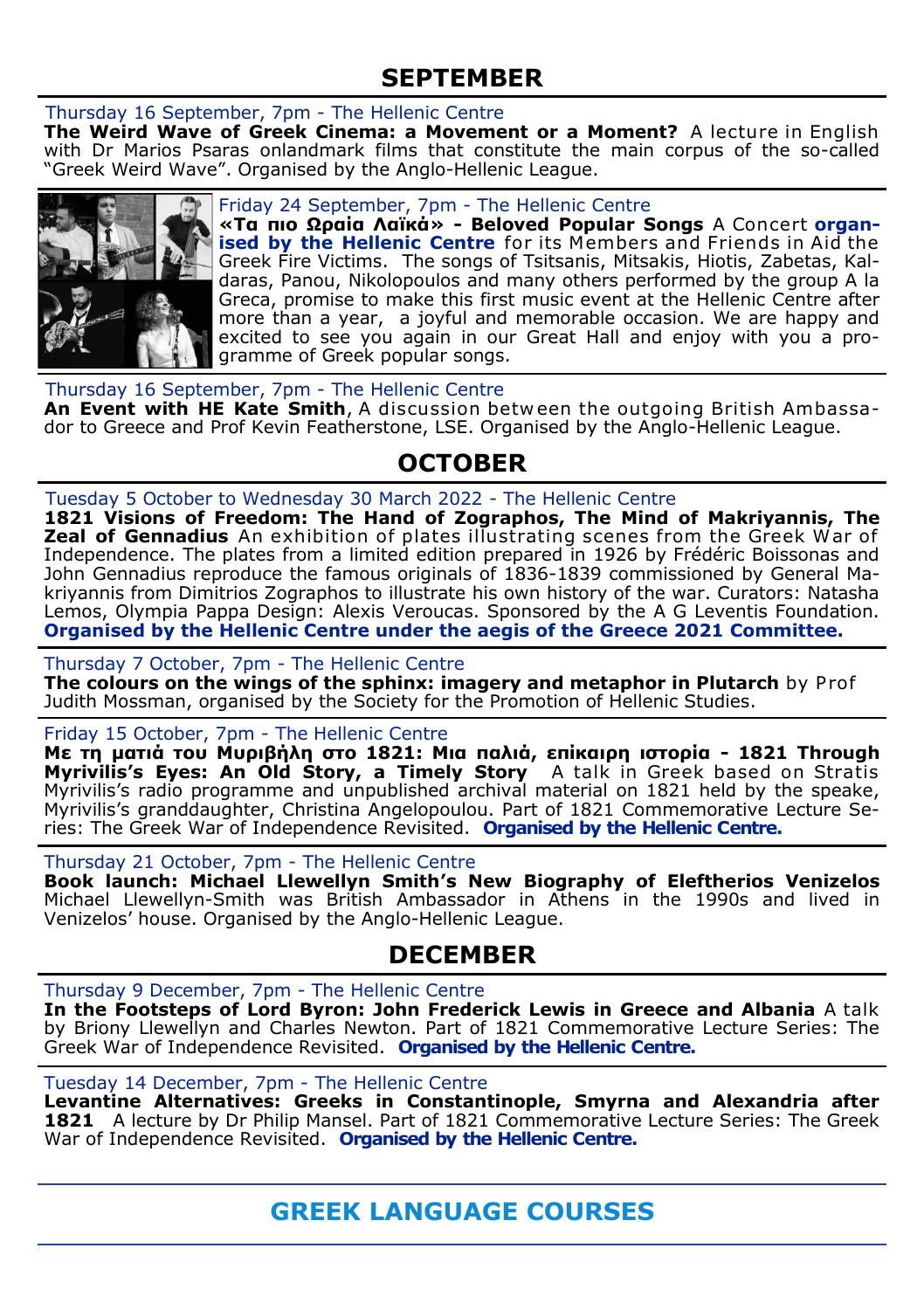## SEPTEMBER

Thursday 16 September, 7pm - The Hellenic Centre
**The Weird Wave of Greek Cinema: a Movement or a Moment?** A lecture in English with Dr Marios Psaras onlandmark films that constitute the main corpus of the so-called "Greek Weird Wave". Organised by the Anglo-Hellenic League.

Friday 24 September, 7pm - The Hellenic Centre
**«Τα πιο Ωραία Λαϊκά» - Beloved Popular Songs** A Concert **organised by the Hellenic Centre** for its Members and Friends in Aid the Greek Fire Victims. The songs of Tsitsanis, Mitsakis, Hiotis, Zabetas, Kaldaras, Panou, Nikolopoulos and many others performed by the group A la Greca, promise to make this first music event at the Hellenic Centre after more than a year, a joyful and memorable occasion. We are happy and excited to see you again in our Great Hall and enjoy with you a programme of Greek popular songs.

Thursday 16 September, 7pm - The Hellenic Centre
**An Event with HE Kate Smith**, A discussion between the outgoing British Ambassador to Greece and Prof Kevin Featherstone, LSE. Organised by the Anglo-Hellenic League.

## OCTOBER

Tuesday 5 October to Wednesday 30 March 2022 - The Hellenic Centre
**1821 Visions of Freedom: The Hand of Zographos, The Mind of Makriyannis, The Zeal of Gennadius** An exhibition of plates illustrating scenes from the Greek War of Independence. The plates from a limited edition prepared in 1926 by Frédéric Boissonas and John Gennadius reproduce the famous originals of 1836-1839 commissioned by General Makriyannis from Dimitrios Zographos to illustrate his own history of the war. Curators: Natasha Lemos, Olympia Pappa Design: Alexis Veroucas. Sponsored by the A G Leventis Foundation. **Organised by the Hellenic Centre under the aegis of the Greece 2021 Committee.**

Thursday 7 October, 7pm - The Hellenic Centre
**The colours on the wings of the sphinx: imagery and metaphor in Plutarch** by Prof Judith Mossman, organised by the Society for the Promotion of Hellenic Studies.

Friday 15 October, 7pm - The Hellenic Centre
**Με τη ματιά του Μυριβήλη στο 1821: Μια παλιά, επίκαιρη ιστορία - 1821 Through Myrivilis's Eyes: An Old Story, a Timely Story** A talk in Greek based on Stratis Myrivilis's radio programme and unpublished archival material on 1821 held by the speake, Myrivilis's granddaughter, Christina Angelopoulou. Part of 1821 Commemorative Lecture Series: The Greek War of Independence Revisited. **Organised by the Hellenic Centre.**

Thursday 21 October, 7pm - The Hellenic Centre
**Book launch: Michael Llewellyn Smith's New Biography of Eleftherios Venizelos** Michael Llewellyn-Smith was British Ambassador in Athens in the 1990s and lived in Venizelos' house. Organised by the Anglo-Hellenic League.

## DECEMBER

Thursday 9 December, 7pm - The Hellenic Centre
**In the Footsteps of Lord Byron: John Frederick Lewis in Greece and Albania** A talk by Briony Llewellyn and Charles Newton. Part of 1821 Commemorative Lecture Series: The Greek War of Independence Revisited. **Organised by the Hellenic Centre.**

Tuesday 14 December, 7pm - The Hellenic Centre
**Levantine Alternatives: Greeks in Constantinople, Smyrna and Alexandria after 1821** A lecture by Dr Philip Mansel. Part of 1821 Commemorative Lecture Series: The Greek War of Independence Revisited. **Organised by the Hellenic Centre.**

## GREEK LANGUAGE COURSES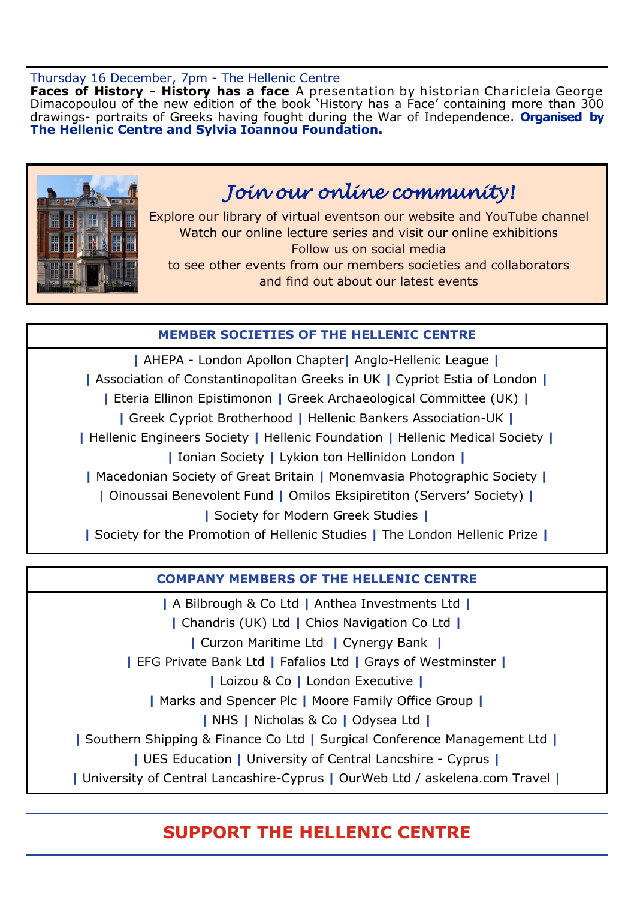Thursday 16 December, 7pm - The Hellenic Centre

**Faces of History - History has a face** A presentation by historian Charicleia George Dimacopoulou of the new edition of the book 'History has a Face' containing more than 300 drawings- portraits of Greeks having fought during the War of Independence. **Organised by The Hellenic Centre and Sylvia Ioannou Foundation.**

## *Join our online community!*

Explore our library of virtual eventson our website and YouTube channel
Watch our online lecture series and visit our online exhibitions
Follow us on social media
to see other events from our members societies and collaborators
and find out about our latest events

## MEMBER SOCIETIES OF THE HELLENIC CENTRE

| AHEPA - London Apollon Chapter| Anglo-Hellenic League |
| Association of Constantinopolitan Greeks in UK | Cypriot Estia of London |
| Eteria Ellinon Epistimonon | Greek Archaeological Committee (UK) |
| Greek Cypriot Brotherhood | Hellenic Bankers Association-UK |
| Hellenic Engineers Society | Hellenic Foundation | Hellenic Medical Society |
| Ionian Society | Lykion ton Hellinidon London |
| Macedonian Society of Great Britain | Monemvasia Photographic Society |
| Oinoussai Benevolent Fund | Omilos Eksipiretiton (Servers' Society) |
| Society for Modern Greek Studies |
| Society for the Promotion of Hellenic Studies | The London Hellenic Prize |

## COMPANY MEMBERS OF THE HELLENIC CENTRE

| A Bilbrough & Co Ltd | Anthea Investments Ltd |
| Chandris (UK) Ltd | Chios Navigation Co Ltd |
| Curzon Maritime Ltd | Cynergy Bank |
| EFG Private Bank Ltd | Fafalios Ltd | Grays of Westminster |
| Loizou & Co | London Executive |
| Marks and Spencer Plc | Moore Family Office Group |
| NHS | Nicholas & Co | Odysea Ltd |
| Southern Shipping & Finance Co Ltd | Surgical Conference Management Ltd |
| UES Education | University of Central Lancshire - Cyprus |
| University of Central Lancashire-Cyprus | OurWeb Ltd / askelena.com Travel |

## SUPPORT THE HELLENIC CENTRE